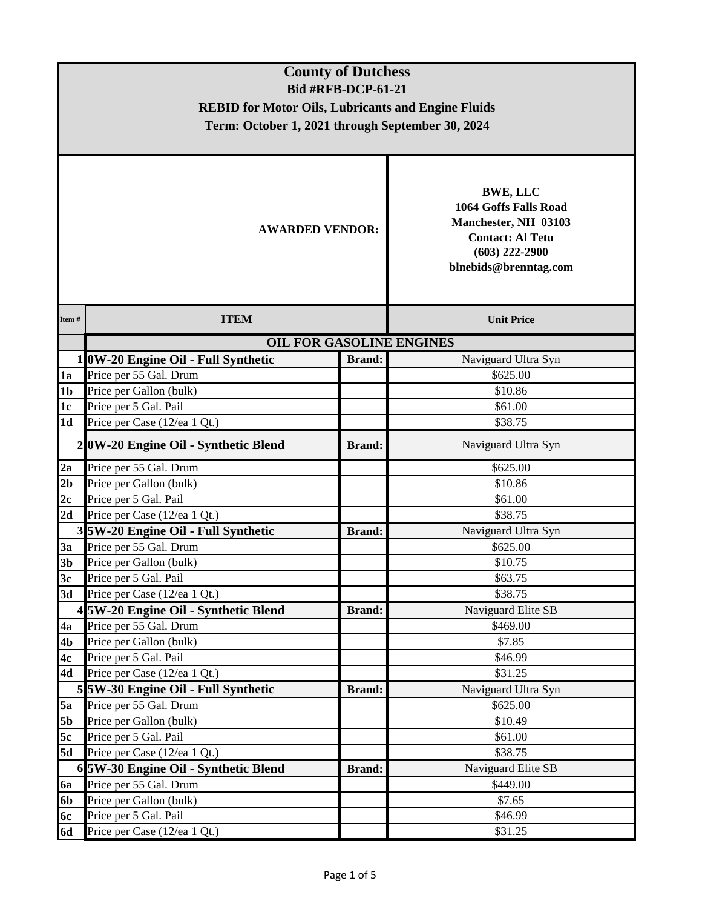# County of Dutchess

**Bid #RFB-DCP-61-21**

**REBID for Motor Oils, Lubricants and Engine Fluids**

**Term: October 1, 2021 through September 30, 2024**

**AWARDED VENDOR:**

**BWE, LLC**
**1064 Goffs Falls Road**
**Manchester, NH 03103**
**Contact: Al Tetu**
**(603) 222-2900**
**blnebids@brenntag.com**

| Item # | ITEM | | Unit Price |
|---|---|---|---|
| | **OIL FOR GASOLINE ENGINES** | | |
| 1 | **0W-20 Engine Oil - Full Synthetic** | **Brand:** | Naviguard Ultra Syn |
| 1a | Price per 55 Gal. Drum | | $625.00 |
| 1b | Price per Gallon (bulk) | | $10.86 |
| 1c | Price per 5 Gal. Pail | | $61.00 |
| 1d | Price per Case (12/ea 1 Qt.) | | $38.75 |
| 2 | **0W-20 Engine Oil - Synthetic Blend** | **Brand:** | Naviguard Ultra Syn |
| 2a | Price per 55 Gal. Drum | | $625.00 |
| 2b | Price per Gallon (bulk) | | $10.86 |
| 2c | Price per 5 Gal. Pail | | $61.00 |
| 2d | Price per Case (12/ea 1 Qt.) | | $38.75 |
| 3 | **5W-20 Engine Oil - Full Synthetic** | **Brand:** | Naviguard Ultra Syn |
| 3a | Price per 55 Gal. Drum | | $625.00 |
| 3b | Price per Gallon (bulk) | | $10.75 |
| 3c | Price per 5 Gal. Pail | | $63.75 |
| 3d | Price per Case (12/ea 1 Qt.) | | $38.75 |
| 4 | **5W-20 Engine Oil - Synthetic Blend** | **Brand:** | Naviguard Elite SB |
| 4a | Price per 55 Gal. Drum | | $469.00 |
| 4b | Price per Gallon (bulk) | | $7.85 |
| 4c | Price per 5 Gal. Pail | | $46.99 |
| 4d | Price per Case (12/ea 1 Qt.) | | $31.25 |
| 5 | **5W-30 Engine Oil - Full Synthetic** | **Brand:** | Naviguard Ultra Syn |
| 5a | Price per 55 Gal. Drum | | $625.00 |
| 5b | Price per Gallon (bulk) | | $10.49 |
| 5c | Price per 5 Gal. Pail | | $61.00 |
| 5d | Price per Case (12/ea 1 Qt.) | | $38.75 |
| 6 | **5W-30 Engine Oil - Synthetic Blend** | **Brand:** | Naviguard Elite SB |
| 6a | Price per 55 Gal. Drum | | $449.00 |
| 6b | Price per Gallon (bulk) | | $7.65 |
| 6c | Price per 5 Gal. Pail | | $46.99 |
| 6d | Price per Case (12/ea 1 Qt.) | | $31.25 |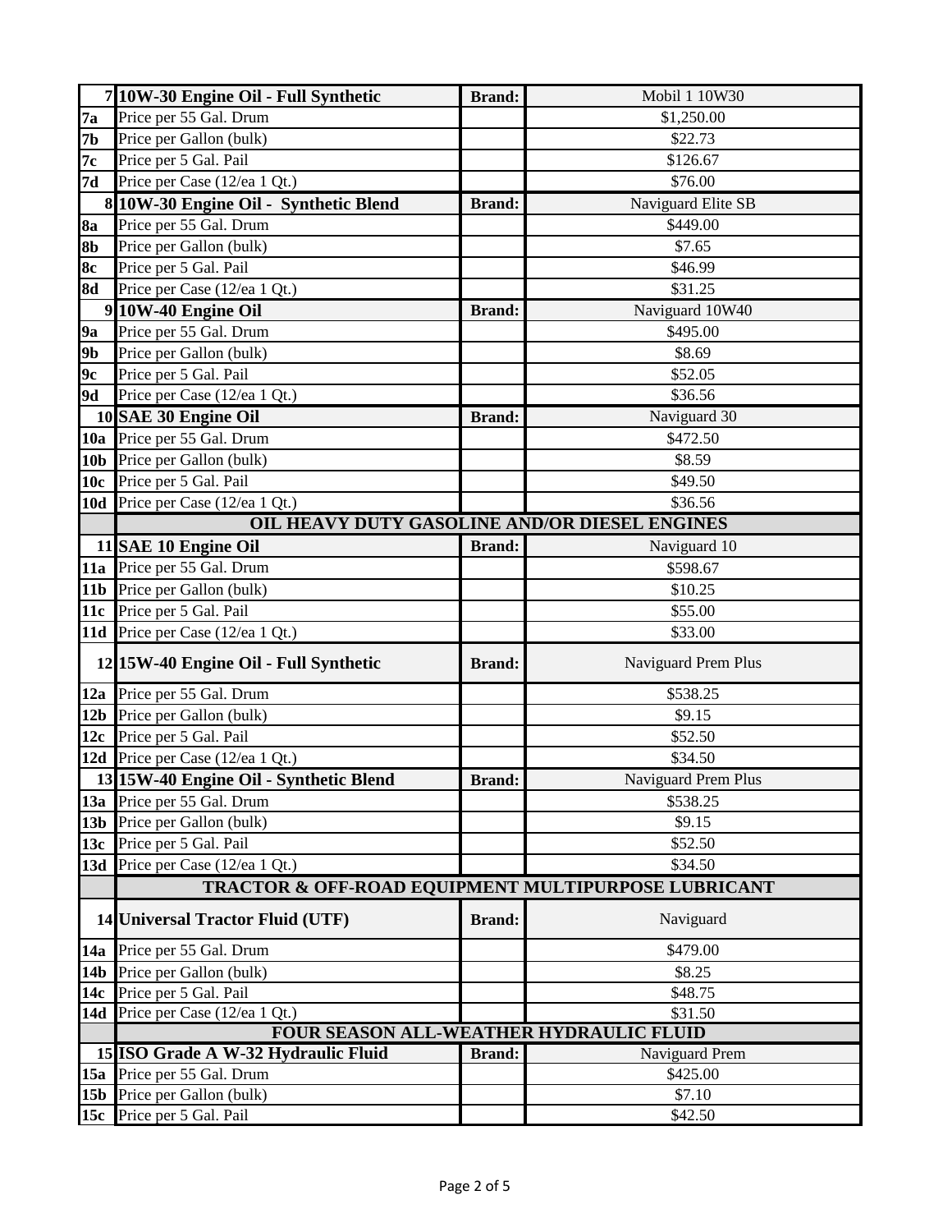| | | | |
|---|---|---|---|
| 7 | **10W-30 Engine Oil - Full Synthetic** | **Brand:** | Mobil 1 10W30 |
| **7a** | Price per 55 Gal. Drum | | $1,250.00 |
| **7b** | Price per Gallon (bulk) | | $22.73 |
| **7c** | Price per 5 Gal. Pail | | $126.67 |
| **7d** | Price per Case (12/ea 1 Qt.) | | $76.00 |
| 8 | **10W-30 Engine Oil - Synthetic Blend** | **Brand:** | Naviguard Elite SB |
| **8a** | Price per 55 Gal. Drum | | $449.00 |
| **8b** | Price per Gallon (bulk) | | $7.65 |
| **8c** | Price per 5 Gal. Pail | | $46.99 |
| **8d** | Price per Case (12/ea 1 Qt.) | | $31.25 |
| 9 | **10W-40 Engine Oil** | **Brand:** | Naviguard 10W40 |
| **9a** | Price per 55 Gal. Drum | | $495.00 |
| **9b** | Price per Gallon (bulk) | | $8.69 |
| **9c** | Price per 5 Gal. Pail | | $52.05 |
| **9d** | Price per Case (12/ea 1 Qt.) | | $36.56 |
| 10 | **SAE 30 Engine Oil** | **Brand:** | Naviguard 30 |
| **10a** | Price per 55 Gal. Drum | | $472.50 |
| **10b** | Price per Gallon (bulk) | | $8.59 |
| **10c** | Price per 5 Gal. Pail | | $49.50 |
| **10d** | Price per Case (12/ea 1 Qt.) | | $36.56 |
| | **OIL HEAVY DUTY GASOLINE AND/OR DIESEL ENGINES** | | |
| 11 | **SAE 10 Engine Oil** | **Brand:** | Naviguard 10 |
| **11a** | Price per 55 Gal. Drum | | $598.67 |
| **11b** | Price per Gallon (bulk) | | $10.25 |
| **11c** | Price per 5 Gal. Pail | | $55.00 |
| **11d** | Price per Case (12/ea 1 Qt.) | | $33.00 |
| 12 | **15W-40 Engine Oil - Full Synthetic** | **Brand:** | Naviguard Prem Plus |
| **12a** | Price per 55 Gal. Drum | | $538.25 |
| **12b** | Price per Gallon (bulk) | | $9.15 |
| **12c** | Price per 5 Gal. Pail | | $52.50 |
| **12d** | Price per Case (12/ea 1 Qt.) | | $34.50 |
| 13 | **15W-40 Engine Oil - Synthetic Blend** | **Brand:** | Naviguard Prem Plus |
| **13a** | Price per 55 Gal. Drum | | $538.25 |
| **13b** | Price per Gallon (bulk) | | $9.15 |
| **13c** | Price per 5 Gal. Pail | | $52.50 |
| **13d** | Price per Case (12/ea 1 Qt.) | | $34.50 |
| | **TRACTOR & OFF-ROAD EQUIPMENT MULTIPURPOSE LUBRICANT** | | |
| 14 | **Universal Tractor Fluid (UTF)** | **Brand:** | Naviguard |
| **14a** | Price per 55 Gal. Drum | | $479.00 |
| **14b** | Price per Gallon (bulk) | | $8.25 |
| **14c** | Price per 5 Gal. Pail | | $48.75 |
| **14d** | Price per Case (12/ea 1 Qt.) | | $31.50 |
| | **FOUR SEASON ALL-WEATHER HYDRAULIC FLUID** | | |
| 15 | **ISO Grade A W-32 Hydraulic Fluid** | **Brand:** | Naviguard Prem |
| **15a** | Price per 55 Gal. Drum | | $425.00 |
| **15b** | Price per Gallon (bulk) | | $7.10 |
| **15c** | Price per 5 Gal. Pail | | $42.50 |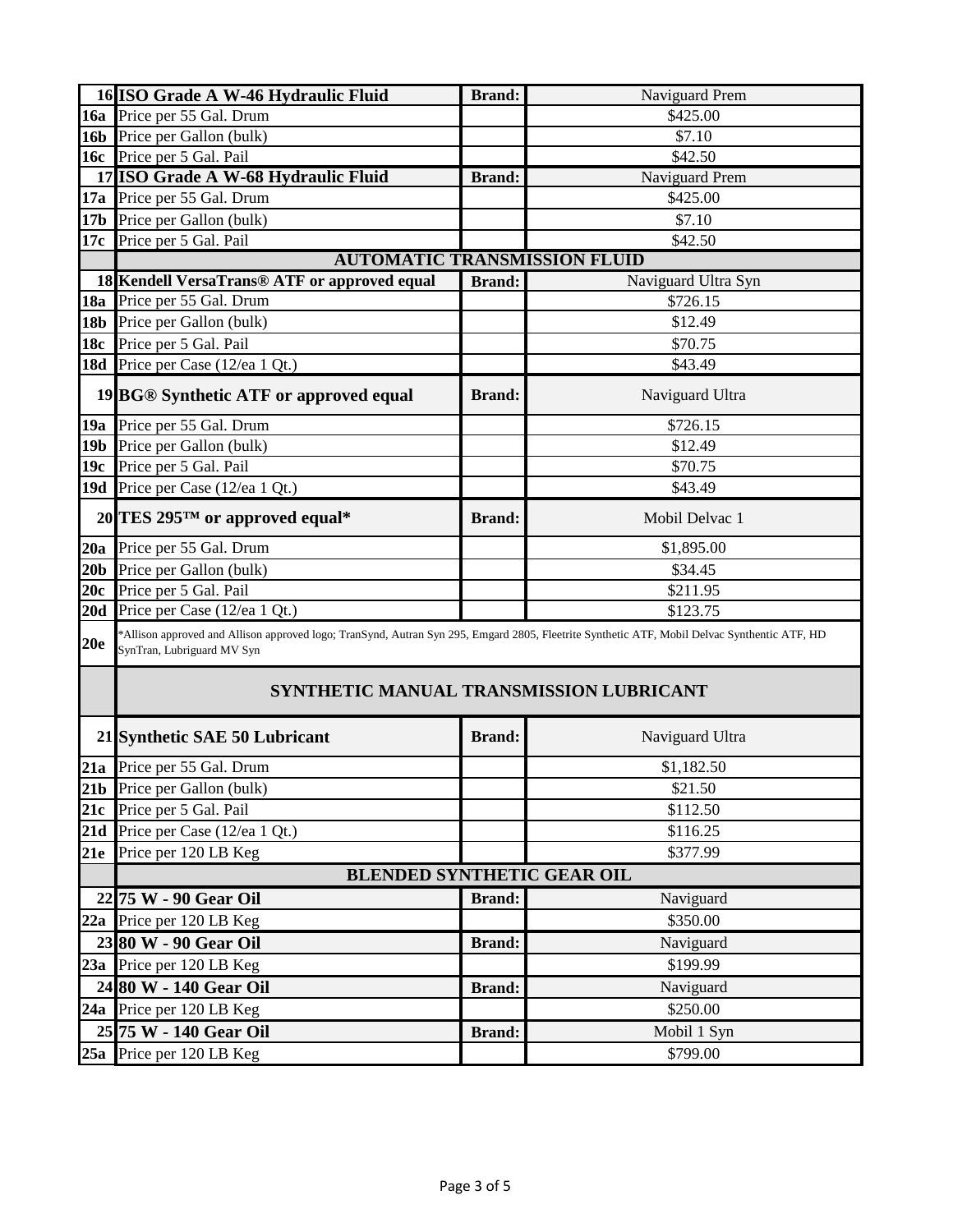| | | | |
|---|---|---|---|
| **16** | **ISO Grade A W-46 Hydraulic Fluid** | **Brand:** | Naviguard Prem |
| **16a** | Price per 55 Gal. Drum | | $425.00 |
| **16b** | Price per Gallon (bulk) | | $7.10 |
| **16c** | Price per 5 Gal. Pail | | $42.50 |
| **17** | **ISO Grade A W-68 Hydraulic Fluid** | **Brand:** | Naviguard Prem |
| **17a** | Price per 55 Gal. Drum | | $425.00 |
| **17b** | Price per Gallon (bulk) | | $7.10 |
| **17c** | Price per 5 Gal. Pail | | $42.50 |
| | **AUTOMATIC TRANSMISSION FLUID** | | |
| **18** | **Kendell VersaTrans® ATF or approved equal** | **Brand:** | Naviguard Ultra Syn |
| **18a** | Price per 55 Gal. Drum | | $726.15 |
| **18b** | Price per Gallon (bulk) | | $12.49 |
| **18c** | Price per 5 Gal. Pail | | $70.75 |
| **18d** | Price per Case (12/ea 1 Qt.) | | $43.49 |
| **19** | **BG® Synthetic ATF or approved equal** | **Brand:** | Naviguard Ultra |
| **19a** | Price per 55 Gal. Drum | | $726.15 |
| **19b** | Price per Gallon (bulk) | | $12.49 |
| **19c** | Price per 5 Gal. Pail | | $70.75 |
| **19d** | Price per Case (12/ea 1 Qt.) | | $43.49 |
| **20** | **TES 295™ or approved equal*** | **Brand:** | Mobil Delvac 1 |
| **20a** | Price per 55 Gal. Drum | | $1,895.00 |
| **20b** | Price per Gallon (bulk) | | $34.45 |
| **20c** | Price per 5 Gal. Pail | | $211.95 |
| **20d** | Price per Case (12/ea 1 Qt.) | | $123.75 |
| **20e** | *Allison approved and Allison approved logo; TranSynd, Autran Syn 295, Emgard 2805, Fleetrite Synthetic ATF, Mobil Delvac Synthentic ATF, HD SynTran, Lubriguard MV Syn | | |
| | **SYNTHETIC MANUAL TRANSMISSION LUBRICANT** | | |
| **21** | **Synthetic SAE 50 Lubricant** | **Brand:** | Naviguard Ultra |
| **21a** | Price per 55 Gal. Drum | | $1,182.50 |
| **21b** | Price per Gallon (bulk) | | $21.50 |
| **21c** | Price per 5 Gal. Pail | | $112.50 |
| **21d** | Price per Case (12/ea 1 Qt.) | | $116.25 |
| **21e** | Price per 120 LB Keg | | $377.99 |
| | **BLENDED SYNTHETIC GEAR OIL** | | |
| **22** | **75 W - 90 Gear Oil** | **Brand:** | Naviguard |
| **22a** | Price per 120 LB Keg | | $350.00 |
| **23** | **80 W - 90 Gear Oil** | **Brand:** | Naviguard |
| **23a** | Price per 120 LB Keg | | $199.99 |
| **24** | **80 W - 140 Gear Oil** | **Brand:** | Naviguard |
| **24a** | Price per 120 LB Keg | | $250.00 |
| **25** | **75 W - 140 Gear Oil** | **Brand:** | Mobil 1 Syn |
| **25a** | Price per 120 LB Keg | | $799.00 |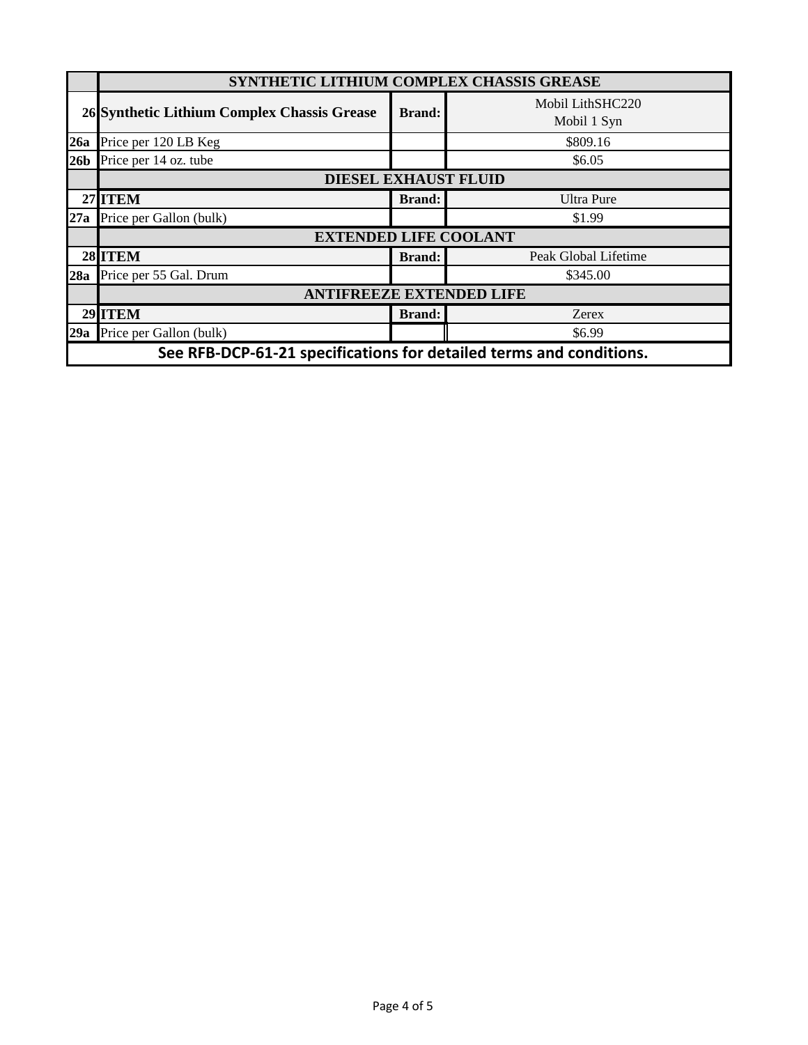| | SYNTHETIC LITHIUM COMPLEX CHASSIS GREASE | | |
|---|---|---|---|
| 26 | **Synthetic Lithium Complex Chassis Grease** | **Brand:** | Mobil LithSHC220 Mobil 1 Syn |
| 26a | Price per 120 LB Keg | | $809.16 |
| 26b | Price per 14 oz. tube | | $6.05 |
| | **DIESEL EXHAUST FLUID** | | |
| 27 | **ITEM** | **Brand:** | Ultra Pure |
| 27a | Price per Gallon (bulk) | | $1.99 |
| | **EXTENDED LIFE COOLANT** | | |
| 28 | **ITEM** | **Brand:** | Peak Global Lifetime |
| 28a | Price per 55 Gal. Drum | | $345.00 |
| | **ANTIFREEZE EXTENDED LIFE** | | |
| 29 | **ITEM** | **Brand:** | Zerex |
| 29a | Price per Gallon (bulk) | | $6.99 |

**See RFB-DCP-61-21 specifications for detailed terms and conditions.**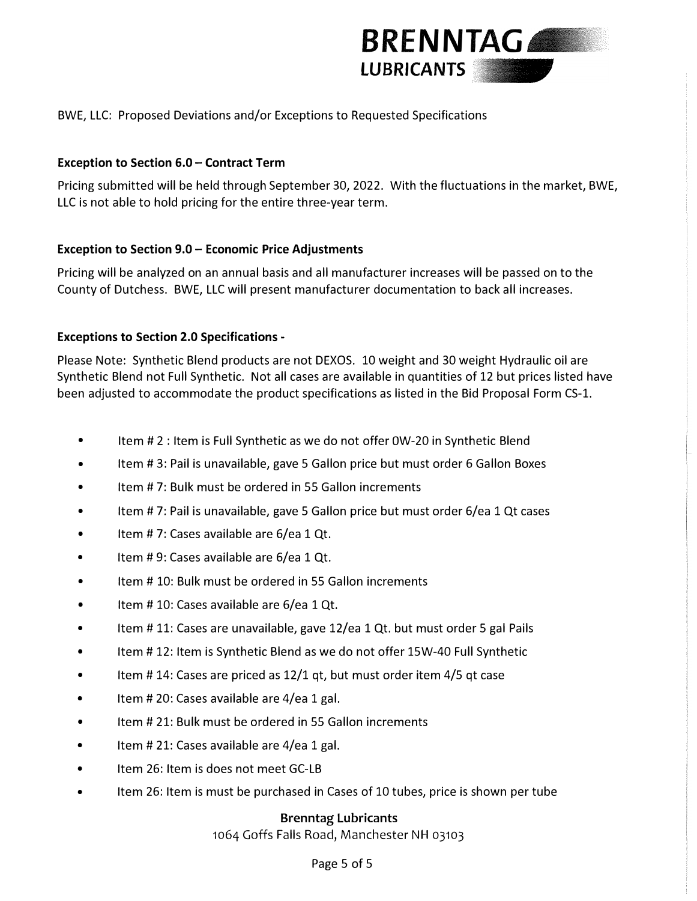BRENNTAG LUBRICANTS

BWE, LLC: Proposed Deviations and/or Exceptions to Requested Specifications

**Exception to Section 6.0 – Contract Term**

Pricing submitted will be held through September 30, 2022. With the fluctuations in the market, BWE, LLC is not able to hold pricing for the entire three-year term.

**Exception to Section 9.0 – Economic Price Adjustments**

Pricing will be analyzed on an annual basis and all manufacturer increases will be passed on to the County of Dutchess. BWE, LLC will present manufacturer documentation to back all increases.

**Exceptions to Section 2.0 Specifications -**

Please Note: Synthetic Blend products are not DEXOS. 10 weight and 30 weight Hydraulic oil are Synthetic Blend not Full Synthetic. Not all cases are available in quantities of 12 but prices listed have been adjusted to accommodate the product specifications as listed in the Bid Proposal Form CS-1.

- Item # 2 : Item is Full Synthetic as we do not offer 0W-20 in Synthetic Blend
- Item # 3: Pail is unavailable, gave 5 Gallon price but must order 6 Gallon Boxes
- Item # 7: Bulk must be ordered in 55 Gallon increments
- Item # 7: Pail is unavailable, gave 5 Gallon price but must order 6/ea 1 Qt cases
- Item # 7: Cases available are 6/ea 1 Qt.
- Item # 9: Cases available are 6/ea 1 Qt.
- Item # 10: Bulk must be ordered in 55 Gallon increments
- Item # 10: Cases available are 6/ea 1 Qt.
- Item # 11: Cases are unavailable, gave 12/ea 1 Qt. but must order 5 gal Pails
- Item # 12: Item is Synthetic Blend as we do not offer 15W-40 Full Synthetic
- Item # 14: Cases are priced as 12/1 qt, but must order item 4/5 qt case
- Item # 20: Cases available are 4/ea 1 gal.
- Item # 21: Bulk must be ordered in 55 Gallon increments
- Item # 21: Cases available are 4/ea 1 gal.
- Item 26: Item is does not meet GC-LB
- Item 26: Item is must be purchased in Cases of 10 tubes, price is shown per tube

**Brenntag Lubricants**
1064 Goffs Falls Road, Manchester NH 03103